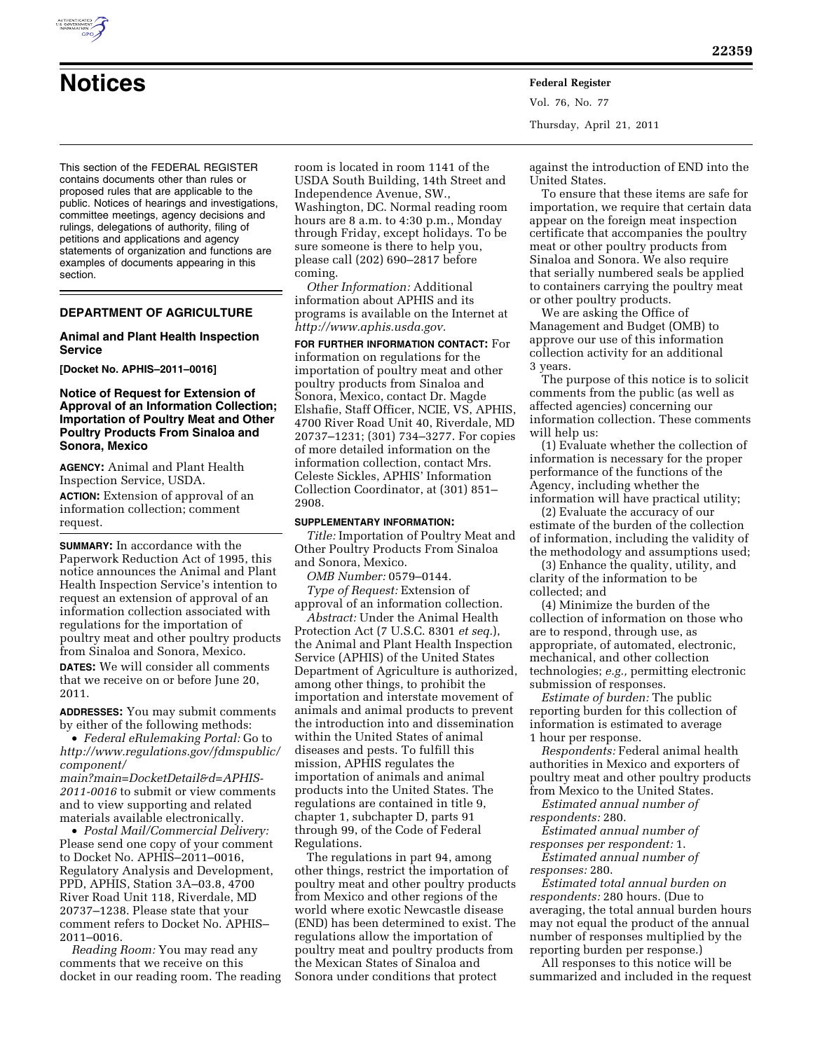# Notices

This section of the FEDERAL REGISTER contains documents other than rules or proposed rules that are applicable to the public. Notices of hearings and investigations, committee meetings, agency decisions and rulings, delegations of authority, filing of petitions and applications and agency statements of organization and functions are examples of documents appearing in this section.

## DEPARTMENT OF AGRICULTURE

### Animal and Plant Health Inspection Service

**[Docket No. APHIS–2011–0016]**

### Notice of Request for Extension of Approval of an Information Collection; Importation of Poultry Meat and Other Poultry Products From Sinaloa and Sonora, Mexico

**AGENCY:** Animal and Plant Health Inspection Service, USDA.

**ACTION:** Extension of approval of an information collection; comment request.

**SUMMARY:** In accordance with the Paperwork Reduction Act of 1995, this notice announces the Animal and Plant Health Inspection Service's intention to request an extension of approval of an information collection associated with regulations for the importation of poultry meat and other poultry products from Sinaloa and Sonora, Mexico.

**DATES:** We will consider all comments that we receive on or before June 20, 2011.

**ADDRESSES:** You may submit comments by either of the following methods:

- *Federal eRulemaking Portal:* Go to *http://www.regulations.gov/fdmspublic/component/main?main=DocketDetail&d=APHIS-2011-0016* to submit or view comments and to view supporting and related materials available electronically.
- *Postal Mail/Commercial Delivery:* Please send one copy of your comment to Docket No. APHIS–2011–0016, Regulatory Analysis and Development, PPD, APHIS, Station 3A–03.8, 4700 River Road Unit 118, Riverdale, MD 20737–1238. Please state that your comment refers to Docket No. APHIS–2011–0016.

*Reading Room:* You may read any comments that we receive on this docket in our reading room. The reading room is located in room 1141 of the USDA South Building, 14th Street and Independence Avenue, SW., Washington, DC. Normal reading room hours are 8 a.m. to 4:30 p.m., Monday through Friday, except holidays. To be sure someone is there to help you, please call (202) 690–2817 before coming.

*Other Information:* Additional information about APHIS and its programs is available on the Internet at *http://www.aphis.usda.gov.*

**FOR FURTHER INFORMATION CONTACT:** For information on regulations for the importation of poultry meat and other poultry products from Sinaloa and Sonora, Mexico, contact Dr. Magde Elshafie, Staff Officer, NCIE, VS, APHIS, 4700 River Road Unit 40, Riverdale, MD 20737–1231; (301) 734–3277. For copies of more detailed information on the information collection, contact Mrs. Celeste Sickles, APHIS' Information Collection Coordinator, at (301) 851–2908.

**SUPPLEMENTARY INFORMATION:**

*Title:* Importation of Poultry Meat and Other Poultry Products From Sinaloa and Sonora, Mexico.

*OMB Number:* 0579–0144.

*Type of Request:* Extension of approval of an information collection.

*Abstract:* Under the Animal Health Protection Act (7 U.S.C. 8301 *et seq.*), the Animal and Plant Health Inspection Service (APHIS) of the United States Department of Agriculture is authorized, among other things, to prohibit the importation and interstate movement of animals and animal products to prevent the introduction into and dissemination within the United States of animal diseases and pests. To fulfill this mission, APHIS regulates the importation of animals and animal products into the United States. The regulations are contained in title 9, chapter 1, subchapter D, parts 91 through 99, of the Code of Federal Regulations.

The regulations in part 94, among other things, restrict the importation of poultry meat and other poultry products from Mexico and other regions of the world where exotic Newcastle disease (END) has been determined to exist. The regulations allow the importation of poultry meat and poultry products from the Mexican States of Sinaloa and Sonora under conditions that protect against the introduction of END into the United States.

To ensure that these items are safe for importation, we require that certain data appear on the foreign meat inspection certificate that accompanies the poultry meat or other poultry products from Sinaloa and Sonora. We also require that serially numbered seals be applied to containers carrying the poultry meat or other poultry products.

We are asking the Office of Management and Budget (OMB) to approve our use of this information collection activity for an additional 3 years.

The purpose of this notice is to solicit comments from the public (as well as affected agencies) concerning our information collection. These comments will help us:

(1) Evaluate whether the collection of information is necessary for the proper performance of the functions of the Agency, including whether the information will have practical utility;

(2) Evaluate the accuracy of our estimate of the burden of the collection of information, including the validity of the methodology and assumptions used;

(3) Enhance the quality, utility, and clarity of the information to be collected; and

(4) Minimize the burden of the collection of information on those who are to respond, through use, as appropriate, of automated, electronic, mechanical, and other collection technologies; *e.g.,* permitting electronic submission of responses.

*Estimate of burden:* The public reporting burden for this collection of information is estimated to average 1 hour per response.

*Respondents:* Federal animal health authorities in Mexico and exporters of poultry meat and other poultry products from Mexico to the United States.

*Estimated annual number of respondents:* 280.

*Estimated annual number of responses per respondent:* 1.

*Estimated annual number of responses:* 280.

*Estimated total annual burden on respondents:* 280 hours. (Due to averaging, the total annual burden hours may not equal the product of the annual number of responses multiplied by the reporting burden per response.)

All responses to this notice will be summarized and included in the request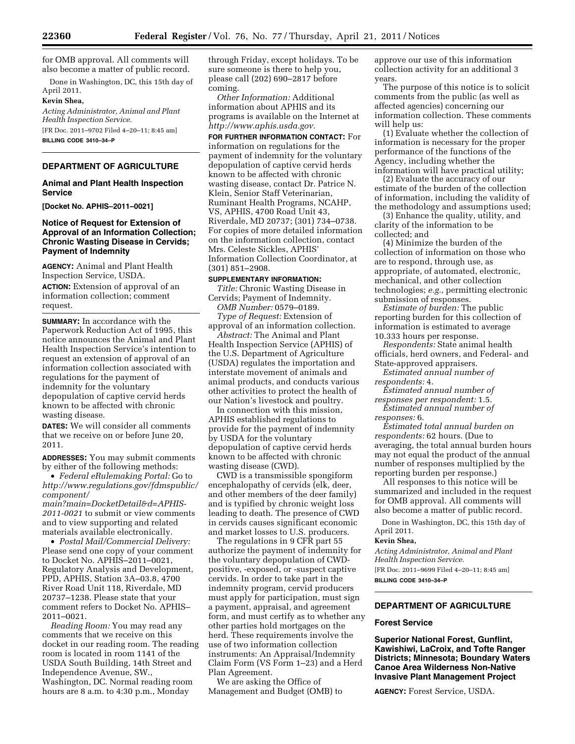for OMB approval. All comments will also become a matter of public record.

Done in Washington, DC, this 15th day of April 2011.

**Kevin Shea,**

*Acting Administrator, Animal and Plant Health Inspection Service.*

[FR Doc. 2011–9702 Filed 4–20–11; 8:45 am]

**BILLING CODE 3410–34–P**

## DEPARTMENT OF AGRICULTURE

### Animal and Plant Health Inspection Service

**[Docket No. APHIS–2011–0021]**

### Notice of Request for Extension of Approval of an Information Collection; Chronic Wasting Disease in Cervids; Payment of Indemnity

**AGENCY:** Animal and Plant Health Inspection Service, USDA.

**ACTION:** Extension of approval of an information collection; comment request.

**SUMMARY:** In accordance with the Paperwork Reduction Act of 1995, this notice announces the Animal and Plant Health Inspection Service's intention to request an extension of approval of an information collection associated with regulations for the payment of indemnity for the voluntary depopulation of captive cervid herds known to be affected with chronic wasting disease.

**DATES:** We will consider all comments that we receive on or before June 20, 2011.

**ADDRESSES:** You may submit comments by either of the following methods:

- *Federal eRulemaking Portal:* Go to *http://www.regulations.gov/fdmspublic/component/main?main=DocketDetail&d=APHIS-2011-0021* to submit or view comments and to view supporting and related materials available electronically.
- *Postal Mail/Commercial Delivery:* Please send one copy of your comment to Docket No. APHIS–2011–0021, Regulatory Analysis and Development, PPD, APHIS, Station 3A–03.8, 4700 River Road Unit 118, Riverdale, MD 20737–1238. Please state that your comment refers to Docket No. APHIS–2011–0021.

*Reading Room:* You may read any comments that we receive on this docket in our reading room. The reading room is located in room 1141 of the USDA South Building, 14th Street and Independence Avenue, SW., Washington, DC. Normal reading room hours are 8 a.m. to 4:30 p.m., Monday through Friday, except holidays. To be sure someone is there to help you, please call (202) 690–2817 before coming.

*Other Information:* Additional information about APHIS and its programs is available on the Internet at *http://www.aphis.usda.gov.*

**FOR FURTHER INFORMATION CONTACT:** For information on regulations for the payment of indemnity for the voluntary depopulation of captive cervid herds known to be affected with chronic wasting disease, contact Dr. Patrice N. Klein, Senior Staff Veterinarian, Ruminant Health Programs, NCAHP, VS, APHIS, 4700 Road Unit 43, Riverdale, MD 20737; (301) 734–0738. For copies of more detailed information on the information collection, contact Mrs. Celeste Sickles, APHIS' Information Collection Coordinator, at (301) 851–2908.

**SUPPLEMENTARY INFORMATION:**

*Title:* Chronic Wasting Disease in Cervids; Payment of Indemnity.

*OMB Number:* 0579–0189.

*Type of Request:* Extension of approval of an information collection.

*Abstract:* The Animal and Plant Health Inspection Service (APHIS) of the U.S. Department of Agriculture (USDA) regulates the importation and interstate movement of animals and animal products, and conducts various other activities to protect the health of our Nation's livestock and poultry.

In connection with this mission, APHIS established regulations to provide for the payment of indemnity by USDA for the voluntary depopulation of captive cervid herds known to be affected with chronic wasting disease (CWD).

CWD is a transmissible spongiform encephalopathy of cervids (elk, deer, and other members of the deer family) and is typified by chronic weight loss leading to death. The presence of CWD in cervids causes significant economic and market losses to U.S. producers.

The regulations in 9 CFR part 55 authorize the payment of indemnity for the voluntary depopulation of CWD-positive, -exposed, or -suspect captive cervids. In order to take part in the indemnity program, cervid producers must apply for participation, must sign a payment, appraisal, and agreement form, and must certify as to whether any other parties hold mortgages on the herd. These requirements involve the use of two information collection instruments: An Appraisal/Indemnity Claim Form (VS Form 1–23) and a Herd Plan Agreement.

We are asking the Office of Management and Budget (OMB) to approve our use of this information collection activity for an additional 3 years.

The purpose of this notice is to solicit comments from the public (as well as affected agencies) concerning our information collection. These comments will help us:

(1) Evaluate whether the collection of information is necessary for the proper performance of the functions of the Agency, including whether the information will have practical utility;

(2) Evaluate the accuracy of our estimate of the burden of the collection of information, including the validity of the methodology and assumptions used;

(3) Enhance the quality, utility, and clarity of the information to be collected; and

(4) Minimize the burden of the collection of information on those who are to respond, through use, as appropriate, of automated, electronic, mechanical, and other collection technologies; *e.g.,* permitting electronic submission of responses.

*Estimate of burden:* The public reporting burden for this collection of information is estimated to average 10.333 hours per response.

*Respondents:* State animal health officials, herd owners, and Federal- and State-approved appraisers.

*Estimated annual number of respondents:* 4.

*Estimated annual number of responses per respondent:* 1.5.

*Estimated annual number of responses:* 6.

*Estimated total annual burden on respondents:* 62 hours. (Due to averaging, the total annual burden hours may not equal the product of the annual number of responses multiplied by the reporting burden per response.)

All responses to this notice will be summarized and included in the request for OMB approval. All comments will also become a matter of public record.

Done in Washington, DC, this 15th day of April 2011.

**Kevin Shea,**

*Acting Administrator, Animal and Plant Health Inspection Service.*

[FR Doc. 2011–9699 Filed 4–20–11; 8:45 am]

**BILLING CODE 3410–34–P**

## DEPARTMENT OF AGRICULTURE

### Forest Service

### Superior National Forest, Gunflint, Kawishiwi, LaCroix, and Tofte Ranger Districts; Minnesota; Boundary Waters Canoe Area Wilderness Non-Native Invasive Plant Management Project

**AGENCY:** Forest Service, USDA.